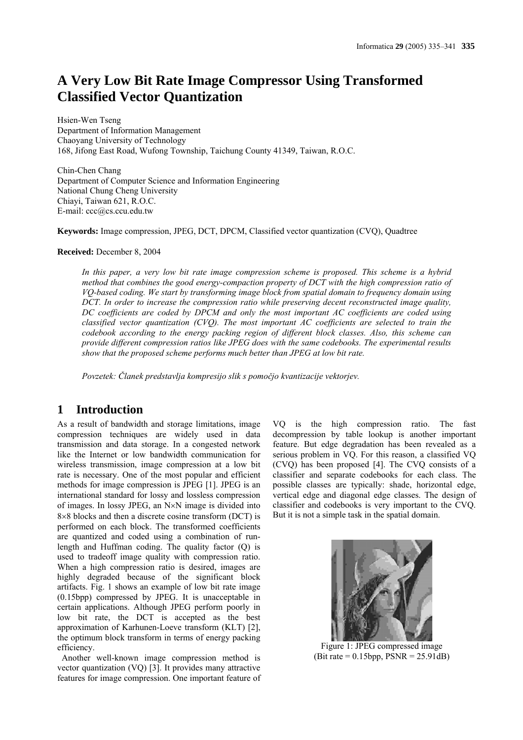# A Very Low Bit Rate Image Compressor Using Transformed Classified Vector Quantization

Hsien-Wen Tseng
Department of Information Management
Chaoyang University of Technology
168, Jifong East Road, Wufong Township, Taichung County 41349, Taiwan, R.O.C.

Chin-Chen Chang
Department of Computer Science and Information Engineering
National Chung Cheng University
Chiayi, Taiwan 621, R.O.C.
E-mail: ccc@cs.ccu.edu.tw

**Keywords:** Image compression, JPEG, DCT, DPCM, Classified vector quantization (CVQ), Quadtree

**Received:** December 8, 2004

*In this paper, a very low bit rate image compression scheme is proposed. This scheme is a hybrid method that combines the good energy-compaction property of DCT with the high compression ratio of VQ-based coding. We start by transforming image block from spatial domain to frequency domain using DCT. In order to increase the compression ratio while preserving decent reconstructed image quality, DC coefficients are coded by DPCM and only the most important AC coefficients are coded using classified vector quantization (CVQ). The most important AC coefficients are selected to train the codebook according to the energy packing region of different block classes. Also, this scheme can provide different compression ratios like JPEG does with the same codebooks. The experimental results show that the proposed scheme performs much better than JPEG at low bit rate.*

*Povzetek: Članek predstavlja kompresijo slik s pomočjo kvantizacije vektorjev.*

## 1 Introduction

As a result of bandwidth and storage limitations, image compression techniques are widely used in data transmission and data storage. In a congested network like the Internet or low bandwidth communication for wireless transmission, image compression at a low bit rate is necessary. One of the most popular and efficient methods for image compression is JPEG [1]. JPEG is an international standard for lossy and lossless compression of images. In lossy JPEG, an $N \times N$ image is divided into $8 \times 8$ blocks and then a discrete cosine transform (DCT) is performed on each block. The transformed coefficients are quantized and coded using a combination of run-length and Huffman coding. The quality factor (Q) is used to tradeoff image quality with compression ratio. When a high compression ratio is desired, images are highly degraded because of the significant block artifacts. Fig. 1 shows an example of low bit rate image (0.15bpp) compressed by JPEG. It is unacceptable in certain applications. Although JPEG perform poorly in low bit rate, the DCT is accepted as the best approximation of Karhunen-Loeve transform (KLT) [2], the optimum block transform in terms of energy packing efficiency.

Another well-known image compression method is vector quantization (VQ) [3]. It provides many attractive features for image compression. One important feature of VQ is the high compression ratio. The fast decompression by table lookup is another important feature. But edge degradation has been revealed as a serious problem in VQ. For this reason, a classified VQ (CVQ) has been proposed [4]. The CVQ consists of a classifier and separate codebooks for each class. The possible classes are typically: shade, horizontal edge, vertical edge and diagonal edge classes. The design of classifier and codebooks is very important to the CVQ. But it is not a simple task in the spatial domain.

Figure 1: JPEG compressed image
(Bit rate = 0.15bpp, PSNR = 25.91dB)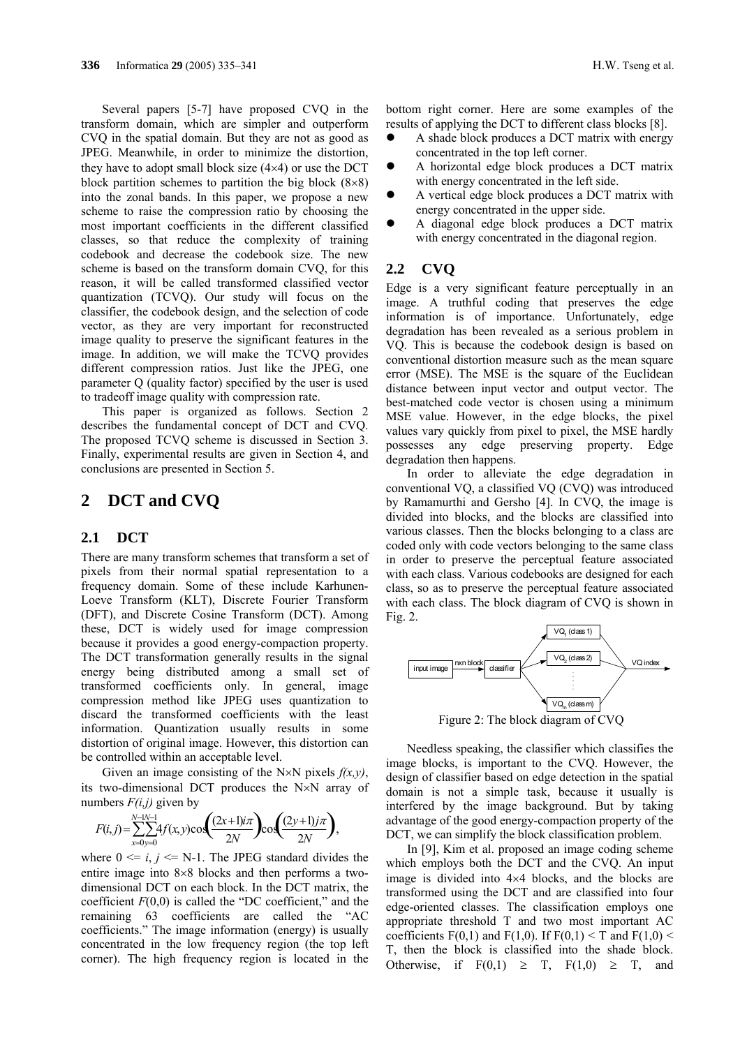Several papers [5-7] have proposed CVQ in the transform domain, which are simpler and outperform CVQ in the spatial domain. But they are not as good as JPEG. Meanwhile, in order to minimize the distortion, they have to adopt small block size (4×4) or use the DCT block partition schemes to partition the big block (8×8) into the zonal bands. In this paper, we propose a new scheme to raise the compression ratio by choosing the most important coefficients in the different classified classes, so that reduce the complexity of training codebook and decrease the codebook size. The new scheme is based on the transform domain CVQ, for this reason, it will be called transformed classified vector quantization (TCVQ). Our study will focus on the classifier, the codebook design, and the selection of code vector, as they are very important for reconstructed image quality to preserve the significant features in the image. In addition, we will make the TCVQ provides different compression ratios. Just like the JPEG, one parameter Q (quality factor) specified by the user is used to tradeoff image quality with compression rate.

This paper is organized as follows. Section 2 describes the fundamental concept of DCT and CVQ. The proposed TCVQ scheme is discussed in Section 3. Finally, experimental results are given in Section 4, and conclusions are presented in Section 5.

# 2 DCT and CVQ

## 2.1 DCT

There are many transform schemes that transform a set of pixels from their normal spatial representation to a frequency domain. Some of these include Karhunen-Loeve Transform (KLT), Discrete Fourier Transform (DFT), and Discrete Cosine Transform (DCT). Among these, DCT is widely used for image compression because it provides a good energy-compaction property. The DCT transformation generally results in the signal energy being distributed among a small set of transformed coefficients only. In general, image compression method like JPEG uses quantization to discard the transformed coefficients with the least information. Quantization usually results in some distortion of original image. However, this distortion can be controlled within an acceptable level.

Given an image consisting of the N×N pixels $f(x,y)$, its two-dimensional DCT produces the N×N array of numbers $F(i,j)$ given by

$$F(i,j)=\sum_{x=0}^{N-1}\sum_{y=0}^{N-1}4f(x,y)\cos\left(\frac{(2x+1)i\pi}{2N}\right)\cos\left(\frac{(2y+1)j\pi}{2N}\right),$$

where $0 <= i, j <= N-1$. The JPEG standard divides the entire image into 8×8 blocks and then performs a two-dimensional DCT on each block. In the DCT matrix, the coefficient $F(0,0)$ is called the "DC coefficient," and the remaining 63 coefficients are called the "AC coefficients." The image information (energy) is usually concentrated in the low frequency region (the top left corner). The high frequency region is located in the bottom right corner. Here are some examples of the results of applying the DCT to different class blocks [8].

- A shade block produces a DCT matrix with energy concentrated in the top left corner.
- A horizontal edge block produces a DCT matrix with energy concentrated in the left side.
- A vertical edge block produces a DCT matrix with energy concentrated in the upper side.
- A diagonal edge block produces a DCT matrix with energy concentrated in the diagonal region.

## 2.2 CVQ

Edge is a very significant feature perceptually in an image. A truthful coding that preserves the edge information is of importance. Unfortunately, edge degradation has been revealed as a serious problem in VQ. This is because the codebook design is based on conventional distortion measure such as the mean square error (MSE). The MSE is the square of the Euclidean distance between input vector and output vector. The best-matched code vector is chosen using a minimum MSE value. However, in the edge blocks, the pixel values vary quickly from pixel to pixel, the MSE hardly possesses any edge preserving property. Edge degradation then happens.

In order to alleviate the edge degradation in conventional VQ, a classified VQ (CVQ) was introduced by Ramamurthi and Gersho [4]. In CVQ, the image is divided into blocks, and the blocks are classified into various classes. Then the blocks belonging to a class are coded only with code vectors belonging to the same class in order to preserve the perceptual feature associated with each class. Various codebooks are designed for each class, so as to preserve the perceptual feature associated with each class. The block diagram of CVQ is shown in Fig. 2.

input image → n×n block → classifier → $VQ_1$ (class 1), $VQ_2$ (class 2), ..., $VQ_m$ (class m) → VQ index

Figure 2: The block diagram of CVQ

Needless speaking, the classifier which classifies the image blocks, is important to the CVQ. However, the design of classifier based on edge detection in the spatial domain is not a simple task, because it usually is interfered by the image background. But by taking advantage of the good energy-compaction property of the DCT, we can simplify the block classification problem.

In [9], Kim et al. proposed an image coding scheme which employs both the DCT and the CVQ. An input image is divided into 4×4 blocks, and the blocks are transformed using the DCT and are classified into four edge-oriented classes. The classification employs one appropriate threshold T and two most important AC coefficients F(0,1) and F(1,0). If F(0,1) < T and F(1,0) < T, then the block is classified into the shade block. Otherwise, if F(0,1) ≥ T, F(1,0) ≥ T, and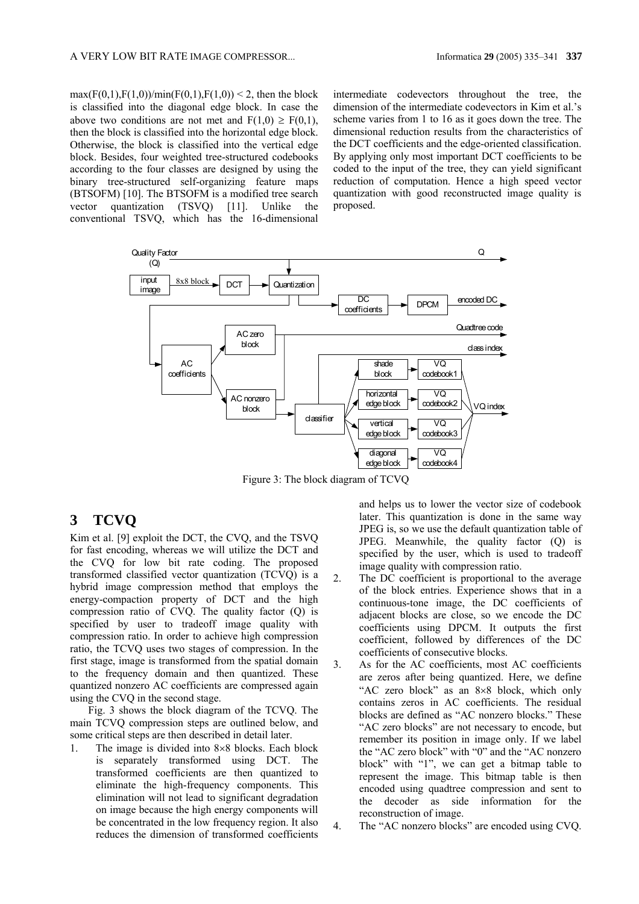$\max(F(0,1),F(1,0))/\min(F(0,1),F(1,0)) < 2$, then the block is classified into the diagonal edge block. In case the above two conditions are not met and $F(1,0) \geq F(0,1)$, then the block is classified into the horizontal edge block. Otherwise, the block is classified into the vertical edge block. Besides, four weighted tree-structured codebooks according to the four classes are designed by using the binary tree-structured self-organizing feature maps (BTSOFM) [10]. The BTSOFM is a modified tree search vector quantization (TSVQ) [11]. Unlike the conventional TSVQ, which has the 16-dimensional intermediate codevectors throughout the tree, the dimension of the intermediate codevectors in Kim et al.'s scheme varies from 1 to 16 as it goes down the tree. The dimensional reduction results from the characteristics of the DCT coefficients and the edge-oriented classification. By applying only most important DCT coefficients to be coded to the input of the tree, they can yield significant reduction of computation. Hence a high speed vector quantization with good reconstructed image quality is proposed.

Figure 3: The block diagram of TCVQ

## 3 TCVQ

Kim et al. [9] exploit the DCT, the CVQ, and the TSVQ for fast encoding, whereas we will utilize the DCT and the CVQ for low bit rate coding. The proposed transformed classified vector quantization (TCVQ) is a hybrid image compression method that employs the energy-compaction property of DCT and the high compression ratio of CVQ. The quality factor (Q) is specified by user to tradeoff image quality with compression ratio. In order to achieve high compression ratio, the TCVQ uses two stages of compression. In the first stage, image is transformed from the spatial domain to the frequency domain and then quantized. These quantized nonzero AC coefficients are compressed again using the CVQ in the second stage.

Fig. 3 shows the block diagram of the TCVQ. The main TCVQ compression steps are outlined below, and some critical steps are then described in detail later.

1. The image is divided into 8×8 blocks. Each block is separately transformed using DCT. The transformed coefficients are then quantized to eliminate the high-frequency components. This elimination will not lead to significant degradation on image because the high energy components will be concentrated in the low frequency region. It also reduces the dimension of transformed coefficients and helps us to lower the vector size of codebook later. This quantization is done in the same way JPEG is, so we use the default quantization table of JPEG. Meanwhile, the quality factor (Q) is specified by the user, which is used to tradeoff image quality with compression ratio.
2. The DC coefficient is proportional to the average of the block entries. Experience shows that in a continuous-tone image, the DC coefficients of adjacent blocks are close, so we encode the DC coefficients using DPCM. It outputs the first coefficient, followed by differences of the DC coefficients of consecutive blocks.
3. As for the AC coefficients, most AC coefficients are zeros after being quantized. Here, we define "AC zero block" as an 8×8 block, which only contains zeros in AC coefficients. The residual blocks are defined as "AC nonzero blocks." These "AC zero blocks" are not necessary to encode, but remember its position in image only. If we label the "AC zero block" with "0" and the "AC nonzero block" with "1", we can get a bitmap table to represent the image. This bitmap table is then encoded using quadtree compression and sent to the decoder as side information for the reconstruction of image.
4. The "AC nonzero blocks" are encoded using CVQ.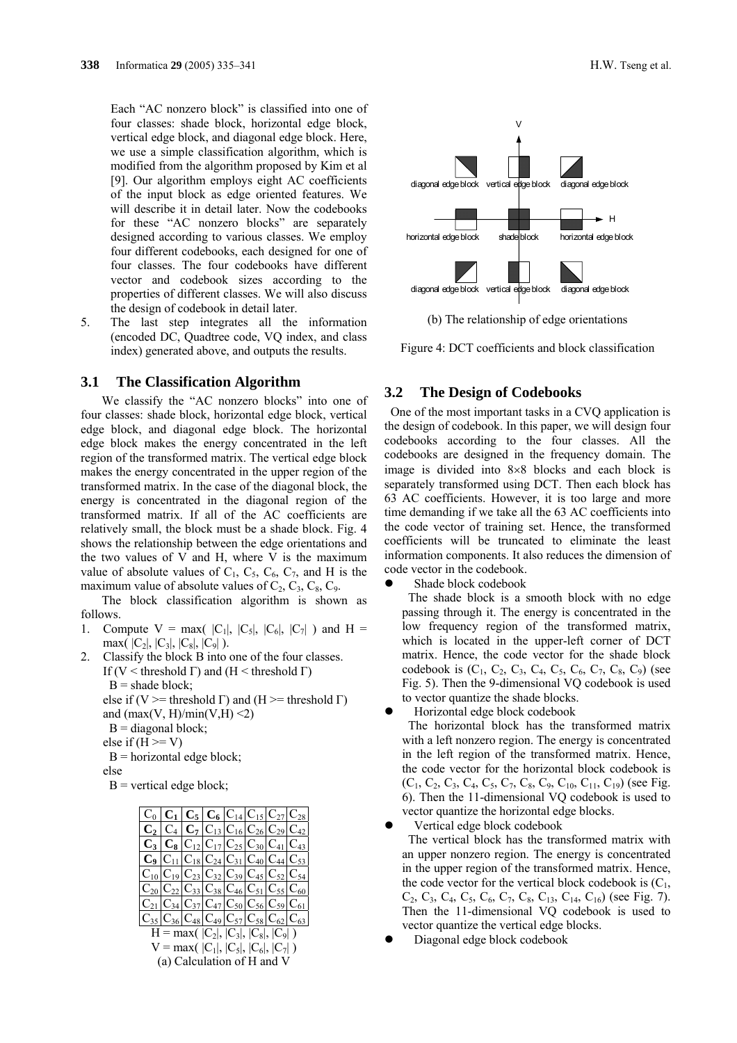Each "AC nonzero block" is classified into one of four classes: shade block, horizontal edge block, vertical edge block, and diagonal edge block. Here, we use a simple classification algorithm, which is modified from the algorithm proposed by Kim et al [9]. Our algorithm employs eight AC coefficients of the input block as edge oriented features. We will describe it in detail later. Now the codebooks for these "AC nonzero blocks" are separately designed according to various classes. We employ four different codebooks, each designed for one of four classes. The four codebooks have different vector and codebook sizes according to the properties of different classes. We will also discuss the design of codebook in detail later.

5. The last step integrates all the information (encoded DC, Quadtree code, VQ index, and class index) generated above, and outputs the results.

### 3.1 The Classification Algorithm

We classify the "AC nonzero blocks" into one of four classes: shade block, horizontal edge block, vertical edge block, and diagonal edge block. The horizontal edge block makes the energy concentrated in the left region of the transformed matrix. The vertical edge block makes the energy concentrated in the upper region of the transformed matrix. In the case of the diagonal block, the energy is concentrated in the diagonal region of the transformed matrix. If all of the AC coefficients are relatively small, the block must be a shade block. Fig. 4 shows the relationship between the edge orientations and the two values of V and H, where V is the maximum value of absolute values of $C_1$, $C_5$, $C_6$, $C_7$, and H is the maximum value of absolute values of $C_2$, $C_3$, $C_8$, $C_9$.

The block classification algorithm is shown as follows.

1. Compute $V = \max(|C_1|, |C_5|, |C_6|, |C_7|)$ and $H = \max(|C_2|, |C_3|, |C_8|, |C_9|)$.
2. Classify the block B into one of the four classes.

```
If (V < threshold Γ) and (H < threshold Γ)
   B = shade block;
else if (V >= threshold Γ) and (H >= threshold Γ)
and (max(V, H)/min(V,H) <2)
   B = diagonal block;
else if (H >= V)
   B = horizontal edge block;
else
   B = vertical edge block;
```

| $C_0$ | $\mathbf{C_1}$ | $\mathbf{C_5}$ | $\mathbf{C_6}$ | $C_{14}$ | $C_{15}$ | $C_{27}$ | $C_{28}$ |
|---|---|---|---|---|---|---|---|
| $\mathbf{C_2}$ | $C_4$ | $\mathbf{C_7}$ | $C_{13}$ | $C_{16}$ | $C_{26}$ | $C_{29}$ | $C_{42}$ |
| $\mathbf{C_3}$ | $\mathbf{C_8}$ | $C_{12}$ | $C_{17}$ | $C_{25}$ | $C_{30}$ | $C_{41}$ | $C_{43}$ |
| $\mathbf{C_9}$ | $C_{11}$ | $C_{18}$ | $C_{24}$ | $C_{31}$ | $C_{40}$ | $C_{44}$ | $C_{53}$ |
| $C_{10}$ | $C_{19}$ | $C_{23}$ | $C_{32}$ | $C_{39}$ | $C_{45}$ | $C_{52}$ | $C_{54}$ |
| $C_{20}$ | $C_{22}$ | $C_{33}$ | $C_{38}$ | $C_{46}$ | $C_{51}$ | $C_{55}$ | $C_{60}$ |
| $C_{21}$ | $C_{34}$ | $C_{37}$ | $C_{47}$ | $C_{50}$ | $C_{56}$ | $C_{59}$ | $C_{61}$ |
| $C_{35}$ | $C_{36}$ | $C_{48}$ | $C_{49}$ | $C_{57}$ | $C_{58}$ | $C_{62}$ | $C_{63}$ |

$H = \max(|C_2|, |C_3|, |C_8|, |C_9|)$

$V = \max(|C_1|, |C_5|, |C_6|, |C_7|)$

(a) Calculation of H and V

V

diagonal edge block vertical edge block diagonal edge block

H

horizontal edge block shade block horizontal edge block

diagonal edge block vertical edge block diagonal edge block

(b) The relationship of edge orientations

Figure 4: DCT coefficients and block classification

### 3.2 The Design of Codebooks

One of the most important tasks in a CVQ application is the design of codebook. In this paper, we will design four codebooks according to the four classes. All the codebooks are designed in the frequency domain. The image is divided into 8×8 blocks and each block is separately transformed using DCT. Then each block has 63 AC coefficients. However, it is too large and more time demanding if we take all the 63 AC coefficients into the code vector of training set. Hence, the transformed coefficients will be truncated to eliminate the least information components. It also reduces the dimension of code vector in the codebook.

- Shade block codebook

  The shade block is a smooth block with no edge passing through it. The energy is concentrated in the low frequency region of the transformed matrix, which is located in the upper-left corner of DCT matrix. Hence, the code vector for the shade block codebook is ($C_1$, $C_2$, $C_3$, $C_4$, $C_5$, $C_6$, $C_7$, $C_8$, $C_9$) (see Fig. 5). Then the 9-dimensional VQ codebook is used to vector quantize the shade blocks.

- Horizontal edge block codebook

  The horizontal block has the transformed matrix with a left nonzero region. The energy is concentrated in the left region of the transformed matrix. Hence, the code vector for the horizontal block codebook is ($C_1$, $C_2$, $C_3$, $C_4$, $C_5$, $C_7$, $C_8$, $C_9$, $C_{10}$, $C_{11}$, $C_{19}$) (see Fig. 6). Then the 11-dimensional VQ codebook is used to vector quantize the horizontal edge blocks.

- Vertical edge block codebook

  The vertical block has the transformed matrix with an upper nonzero region. The energy is concentrated in the upper region of the transformed matrix. Hence, the code vector for the vertical block codebook is ($C_1$, $C_2$, $C_3$, $C_4$, $C_5$, $C_6$, $C_7$, $C_8$, $C_{13}$, $C_{14}$, $C_{16}$) (see Fig. 7). Then the 11-dimensional VQ codebook is used to vector quantize the vertical edge blocks.

- Diagonal edge block codebook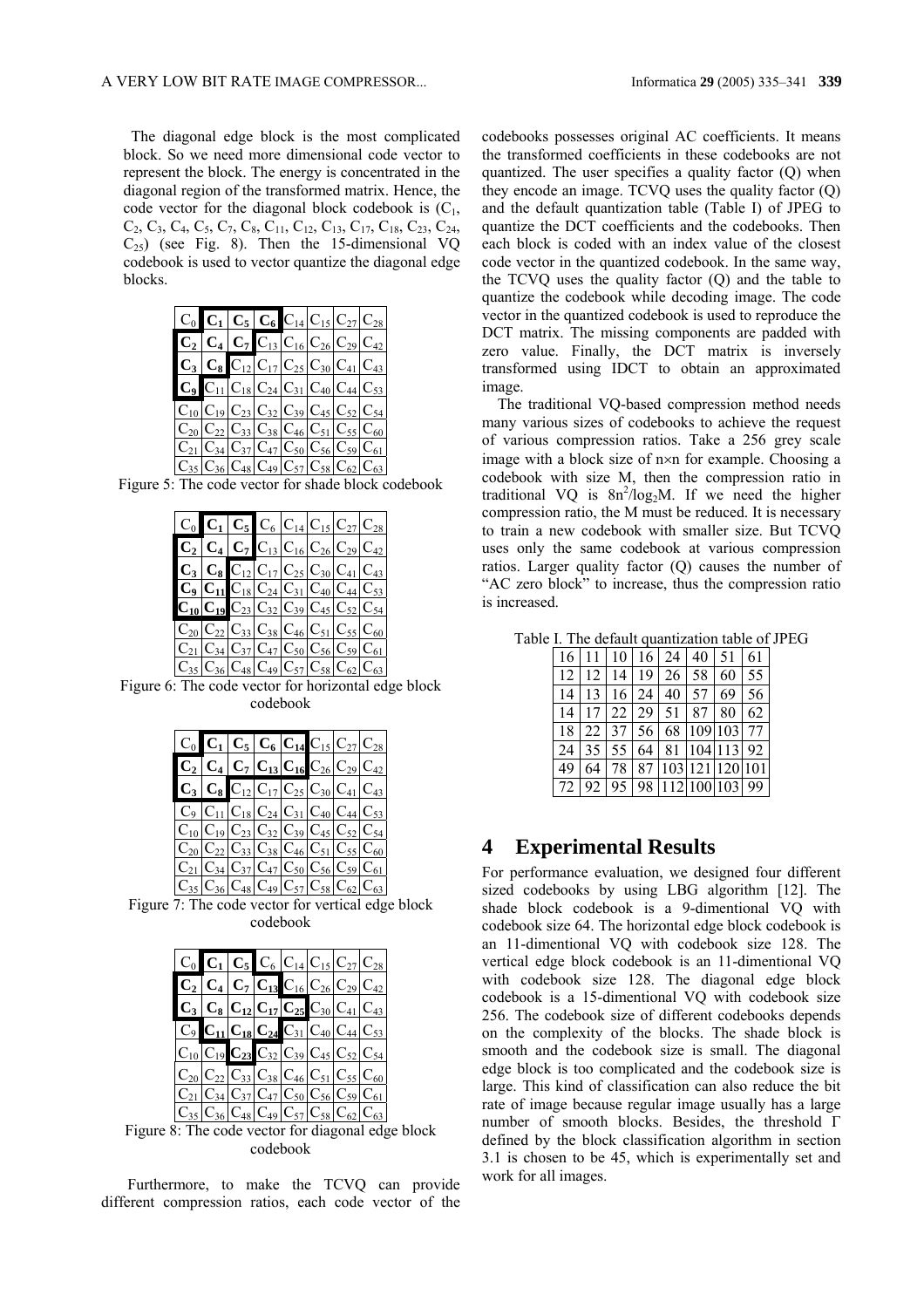The diagonal edge block is the most complicated block. So we need more dimensional code vector to represent the block. The energy is concentrated in the diagonal region of the transformed matrix. Hence, the code vector for the diagonal block codebook is ($C_1$, $C_2$, $C_3$, $C_4$, $C_5$, $C_7$, $C_8$, $C_{11}$, $C_{12}$, $C_{13}$, $C_{17}$, $C_{18}$, $C_{23}$, $C_{24}$, $C_{25}$) (see Fig. 8). Then the 15-dimensional VQ codebook is used to vector quantize the diagonal edge blocks.

| | | | | | | | |
|---|---|---|---|---|---|---|---|
| $C_0$ | **$C_1$** | **$C_5$** | **$C_6$** | $C_{14}$ | $C_{15}$ | $C_{27}$ | $C_{28}$ |
| **$C_2$** | **$C_4$** | **$C_7$** | $C_{13}$ | $C_{16}$ | $C_{26}$ | $C_{29}$ | $C_{42}$ |
| **$C_3$** | **$C_8$** | $C_{12}$ | $C_{17}$ | $C_{25}$ | $C_{30}$ | $C_{41}$ | $C_{43}$ |
| **$C_9$** | $C_{11}$ | $C_{18}$ | $C_{24}$ | $C_{31}$ | $C_{40}$ | $C_{44}$ | $C_{53}$ |
| $C_{10}$ | $C_{19}$ | $C_{23}$ | $C_{32}$ | $C_{39}$ | $C_{45}$ | $C_{52}$ | $C_{54}$ |
| $C_{20}$ | $C_{22}$ | $C_{33}$ | $C_{38}$ | $C_{46}$ | $C_{51}$ | $C_{55}$ | $C_{60}$ |
| $C_{21}$ | $C_{34}$ | $C_{37}$ | $C_{47}$ | $C_{50}$ | $C_{56}$ | $C_{59}$ | $C_{61}$ |
| $C_{35}$ | $C_{36}$ | $C_{48}$ | $C_{49}$ | $C_{57}$ | $C_{58}$ | $C_{62}$ | $C_{63}$ |

Figure 5: The code vector for shade block codebook

| | | | | | | | |
|---|---|---|---|---|---|---|---|
| $C_0$ | **$C_1$** | **$C_5$** | $C_6$ | $C_{14}$ | $C_{15}$ | $C_{27}$ | $C_{28}$ |
| **$C_2$** | **$C_4$** | **$C_7$** | $C_{13}$ | $C_{16}$ | $C_{26}$ | $C_{29}$ | $C_{42}$ |
| **$C_3$** | **$C_8$** | $C_{12}$ | $C_{17}$ | $C_{25}$ | $C_{30}$ | $C_{41}$ | $C_{43}$ |
| **$C_9$** | **$C_{11}$** | $C_{18}$ | $C_{24}$ | $C_{31}$ | $C_{40}$ | $C_{44}$ | $C_{53}$ |
| **$C_{10}$** | **$C_{19}$** | $C_{23}$ | $C_{32}$ | $C_{39}$ | $C_{45}$ | $C_{52}$ | $C_{54}$ |
| $C_{20}$ | $C_{22}$ | $C_{33}$ | $C_{38}$ | $C_{46}$ | $C_{51}$ | $C_{55}$ | $C_{60}$ |
| $C_{21}$ | $C_{34}$ | $C_{37}$ | $C_{47}$ | $C_{50}$ | $C_{56}$ | $C_{59}$ | $C_{61}$ |
| $C_{35}$ | $C_{36}$ | $C_{48}$ | $C_{49}$ | $C_{57}$ | $C_{58}$ | $C_{62}$ | $C_{63}$ |

Figure 6: The code vector for horizontal edge block codebook

| | | | | | | | |
|---|---|---|---|---|---|---|---|
| $C_0$ | **$C_1$** | **$C_5$** | **$C_6$** | **$C_{14}$** | $C_{15}$ | $C_{27}$ | $C_{28}$ |
| **$C_2$** | **$C_4$** | **$C_7$** | **$C_{13}$** | **$C_{16}$** | $C_{26}$ | $C_{29}$ | $C_{42}$ |
| **$C_3$** | **$C_8$** | $C_{12}$ | $C_{17}$ | $C_{25}$ | $C_{30}$ | $C_{41}$ | $C_{43}$ |
| $C_9$ | $C_{11}$ | $C_{18}$ | $C_{24}$ | $C_{31}$ | $C_{40}$ | $C_{44}$ | $C_{53}$ |
| $C_{10}$ | $C_{19}$ | $C_{23}$ | $C_{32}$ | $C_{39}$ | $C_{45}$ | $C_{52}$ | $C_{54}$ |
| $C_{20}$ | $C_{22}$ | $C_{33}$ | $C_{38}$ | $C_{46}$ | $C_{51}$ | $C_{55}$ | $C_{60}$ |
| $C_{21}$ | $C_{34}$ | $C_{37}$ | $C_{47}$ | $C_{50}$ | $C_{56}$ | $C_{59}$ | $C_{61}$ |
| $C_{35}$ | $C_{36}$ | $C_{48}$ | $C_{49}$ | $C_{57}$ | $C_{58}$ | $C_{62}$ | $C_{63}$ |

Figure 7: The code vector for vertical edge block codebook

| | | | | | | | |
|---|---|---|---|---|---|---|---|
| $C_0$ | **$C_1$** | **$C_5$** | $C_6$ | $C_{14}$ | $C_{15}$ | $C_{27}$ | $C_{28}$ |
| **$C_2$** | **$C_4$** | **$C_7$** | **$C_{13}$** | $C_{16}$ | $C_{26}$ | $C_{29}$ | $C_{42}$ |
| **$C_3$** | **$C_8$** | **$C_{12}$** | **$C_{17}$** | **$C_{25}$** | $C_{30}$ | $C_{41}$ | $C_{43}$ |
| $C_9$ | **$C_{11}$** | **$C_{18}$** | **$C_{24}$** | $C_{31}$ | $C_{40}$ | $C_{44}$ | $C_{53}$ |
| $C_{10}$ | $C_{19}$ | **$C_{23}$** | $C_{32}$ | $C_{39}$ | $C_{45}$ | $C_{52}$ | $C_{54}$ |
| $C_{20}$ | $C_{22}$ | $C_{33}$ | $C_{38}$ | $C_{46}$ | $C_{51}$ | $C_{55}$ | $C_{60}$ |
| $C_{21}$ | $C_{34}$ | $C_{37}$ | $C_{47}$ | $C_{50}$ | $C_{56}$ | $C_{59}$ | $C_{61}$ |
| $C_{35}$ | $C_{36}$ | $C_{48}$ | $C_{49}$ | $C_{57}$ | $C_{58}$ | $C_{62}$ | $C_{63}$ |

Figure 8: The code vector for diagonal edge block codebook

Furthermore, to make the TCVQ can provide different compression ratios, each code vector of the codebooks possesses original AC coefficients. It means the transformed coefficients in these codebooks are not quantized. The user specifies a quality factor (Q) when they encode an image. TCVQ uses the quality factor (Q) and the default quantization table (Table I) of JPEG to quantize the DCT coefficients and the codebooks. Then each block is coded with an index value of the closest code vector in the quantized codebook. In the same way, the TCVQ uses the quality factor (Q) and the table to quantize the codebook while decoding image. The code vector in the quantized codebook is used to reproduce the DCT matrix. The missing components are padded with zero value. Finally, the DCT matrix is inversely transformed using IDCT to obtain an approximated image.

The traditional VQ-based compression method needs many various sizes of codebooks to achieve the request of various compression ratios. Take a 256 grey scale image with a block size of $n \times n$ for example. Choosing a codebook with size M, then the compression ratio in traditional VQ is $8n^2/\log_2 M$. If we need the higher compression ratio, the M must be reduced. It is necessary to train a new codebook with smaller size. But TCVQ uses only the same codebook at various compression ratios. Larger quality factor (Q) causes the number of "AC zero block" to increase, thus the compression ratio is increased.

Table I. The default quantization table of JPEG

| | | | | | | | |
|---|---|---|---|---|---|---|---|
| 16 | 11 | 10 | 16 | 24 | 40 | 51 | 61 |
| 12 | 12 | 14 | 19 | 26 | 58 | 60 | 55 |
| 14 | 13 | 16 | 24 | 40 | 57 | 69 | 56 |
| 14 | 17 | 22 | 29 | 51 | 87 | 80 | 62 |
| 18 | 22 | 37 | 56 | 68 | 109 | 103 | 77 |
| 24 | 35 | 55 | 64 | 81 | 104 | 113 | 92 |
| 49 | 64 | 78 | 87 | 103 | 121 | 120 | 101 |
| 72 | 92 | 95 | 98 | 112 | 100 | 103 | 99 |

# 4 Experimental Results

For performance evaluation, we designed four different sized codebooks by using LBG algorithm [12]. The shade block codebook is a 9-dimentional VQ with codebook size 64. The horizontal edge block codebook is an 11-dimentional VQ with codebook size 128. The vertical edge block codebook is an 11-dimentional VQ with codebook size 128. The diagonal edge block codebook is a 15-dimentional VQ with codebook size 256. The codebook size of different codebooks depends on the complexity of the blocks. The shade block is smooth and the codebook size is small. The diagonal edge block is too complicated and the codebook size is large. This kind of classification can also reduce the bit rate of image because regular image usually has a large number of smooth blocks. Besides, the threshold $\Gamma$ defined by the block classification algorithm in section 3.1 is chosen to be 45, which is experimentally set and work for all images.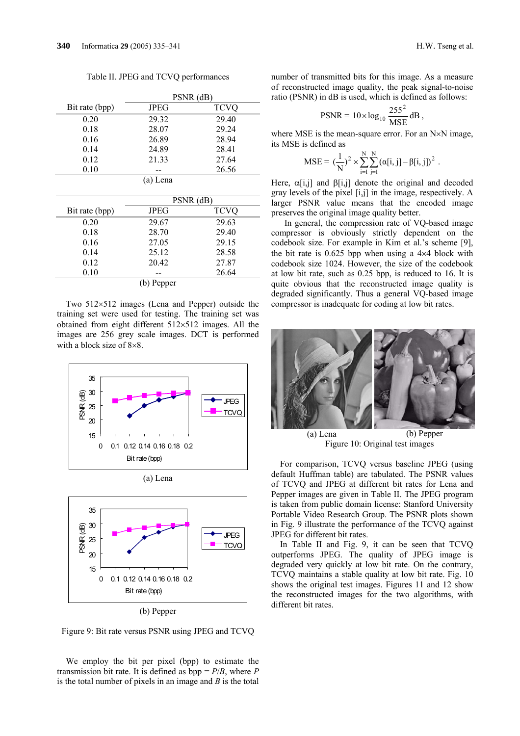Table II. JPEG and TCVQ performances

| Bit rate (bpp) | PSNR (dB) | |
|---|---|---|
| | JPEG | TCVQ |
| 0.20 | 29.32 | 29.40 |
| 0.18 | 28.07 | 29.24 |
| 0.16 | 26.89 | 28.94 |
| 0.14 | 24.89 | 28.41 |
| 0.12 | 21.33 | 27.64 |
| 0.10 | -- | 26.56 |

(a) Lena

| Bit rate (bpp) | PSNR (dB) | |
|---|---|---|
| | JPEG | TCVQ |
| 0.20 | 29.67 | 29.63 |
| 0.18 | 28.70 | 29.40 |
| 0.16 | 27.05 | 29.15 |
| 0.14 | 25.12 | 28.58 |
| 0.12 | 20.42 | 27.87 |
| 0.10 | -- | 26.64 |

(b) Pepper

Two 512×512 images (Lena and Pepper) outside the training set were used for testing. The training set was obtained from eight different 512×512 images. All the images are 256 grey scale images. DCT is performed with a block size of 8×8.

(a) Lena

(b) Pepper

Figure 9: Bit rate versus PSNR using JPEG and TCVQ

We employ the bit per pixel (bpp) to estimate the transmission bit rate. It is defined as bpp = $P/B$, where $P$ is the total number of pixels in an image and $B$ is the total number of transmitted bits for this image. As a measure of reconstructed image quality, the peak signal-to-noise ratio (PSNR) in dB is used, which is defined as follows:

$$\text{PSNR} = 10 \times \log_{10} \frac{255^2}{\text{MSE}} \text{dB},$$

where MSE is the mean-square error. For an N×N image, its MSE is defined as

$$\text{MSE} = \left(\frac{1}{N}\right)^2 \times \sum_{i=1}^{N}\sum_{j=1}^{N}(\alpha[i,j] - \beta[i,j])^2 .$$

Here, $\alpha[i,j]$ and $\beta[i,j]$ denote the original and decoded gray levels of the pixel $[i,j]$ in the image, respectively. A larger PSNR value means that the encoded image preserves the original image quality better.

In general, the compression rate of VQ-based image compressor is obviously strictly dependent on the codebook size. For example in Kim et al.'s scheme [9], the bit rate is 0.625 bpp when using a 4×4 block with codebook size 1024. However, the size of the codebook at low bit rate, such as 0.25 bpp, is reduced to 16. It is quite obvious that the reconstructed image quality is degraded significantly. Thus a general VQ-based image compressor is inadequate for coding at low bit rates.

(a) Lena (b) Pepper

Figure 10: Original test images

For comparison, TCVQ versus baseline JPEG (using default Huffman table) are tabulated. The PSNR values of TCVQ and JPEG at different bit rates for Lena and Pepper images are given in Table II. The JPEG program is taken from public domain license: Stanford University Portable Video Research Group. The PSNR plots shown in Fig. 9 illustrate the performance of the TCVQ against JPEG for different bit rates.

In Table II and Fig. 9, it can be seen that TCVQ outperforms JPEG. The quality of JPEG image is degraded very quickly at low bit rate. On the contrary, TCVQ maintains a stable quality at low bit rate. Fig. 10 shows the original test images. Figures 11 and 12 show the reconstructed images for the two algorithms, with different bit rates.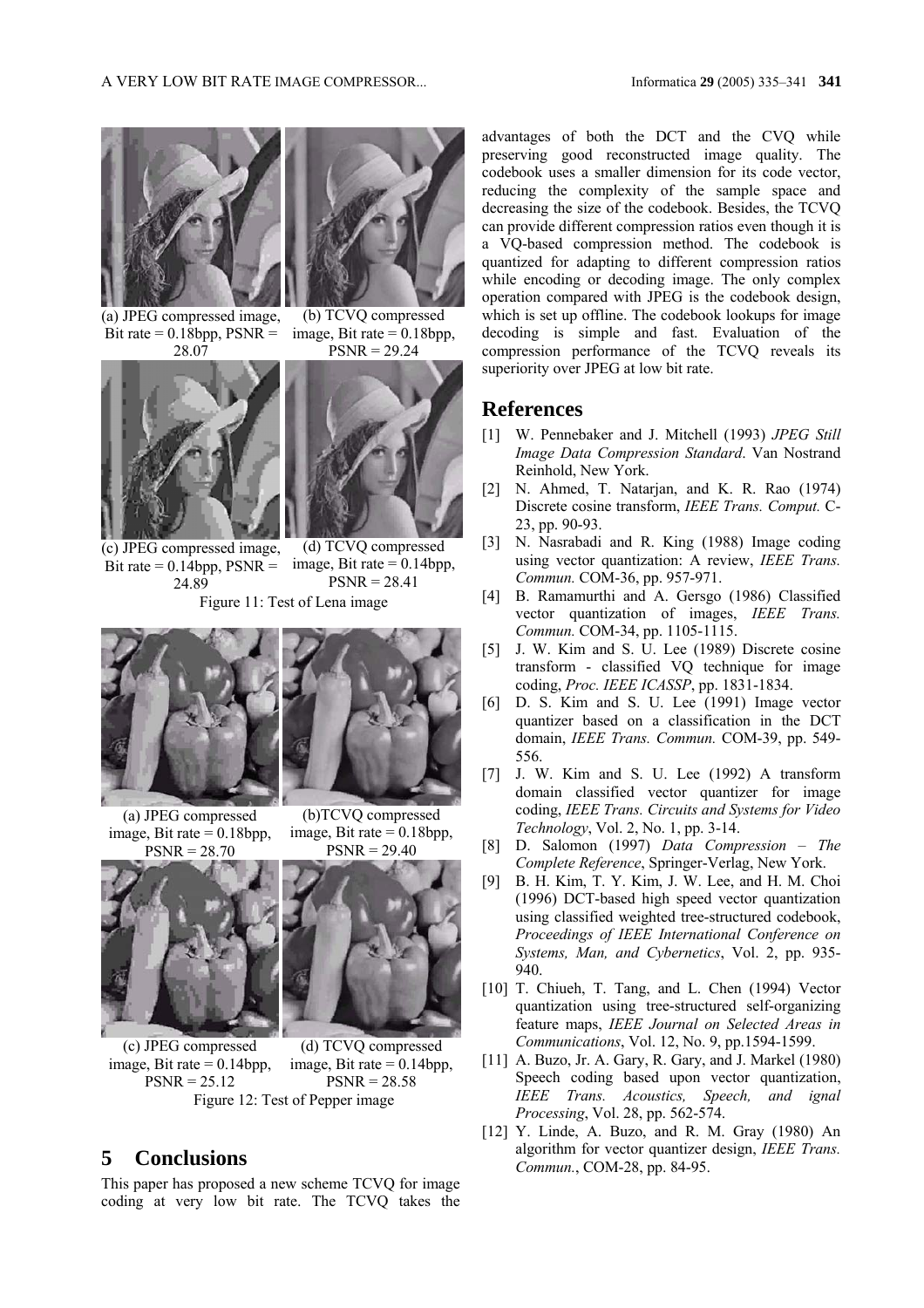(a) JPEG compressed image, Bit rate = 0.18bpp, PSNR = 28.07

(b) TCVQ compressed image, Bit rate = 0.18bpp, PSNR = 29.24

(c) JPEG compressed image, Bit rate = 0.14bpp, PSNR = 24.89

(d) TCVQ compressed image, Bit rate = 0.14bpp, PSNR = 28.41

Figure 11: Test of Lena image

(a) JPEG compressed image, Bit rate = 0.18bpp, PSNR = 28.70

(b)TCVQ compressed image, Bit rate = 0.18bpp, PSNR = 29.40

(c) JPEG compressed image, Bit rate = 0.14bpp, PSNR = 25.12

(d) TCVQ compressed image, Bit rate = 0.14bpp, PSNR = 28.58

Figure 12: Test of Pepper image

## 5 Conclusions

This paper has proposed a new scheme TCVQ for image coding at very low bit rate. The TCVQ takes the advantages of both the DCT and the CVQ while preserving good reconstructed image quality. The codebook uses a smaller dimension for its code vector, reducing the complexity of the sample space and decreasing the size of the codebook. Besides, the TCVQ can provide different compression ratios even though it is a VQ-based compression method. The codebook is quantized for adapting to different compression ratios while encoding or decoding image. The only complex operation compared with JPEG is the codebook design, which is set up offline. The codebook lookups for image decoding is simple and fast. Evaluation of the compression performance of the TCVQ reveals its superiority over JPEG at low bit rate.

## References

[1] W. Pennebaker and J. Mitchell (1993) *JPEG Still Image Data Compression Standard*. Van Nostrand Reinhold, New York.

[2] N. Ahmed, T. Natarjan, and K. R. Rao (1974) Discrete cosine transform, *IEEE Trans. Comput.* C-23, pp. 90-93.

[3] N. Nasrabadi and R. King (1988) Image coding using vector quantization: A review, *IEEE Trans. Commun.* COM-36, pp. 957-971.

[4] B. Ramamurthi and A. Gersgo (1986) Classified vector quantization of images, *IEEE Trans. Commun.* COM-34, pp. 1105-1115.

[5] J. W. Kim and S. U. Lee (1989) Discrete cosine transform - classified VQ technique for image coding, *Proc. IEEE ICASSP*, pp. 1831-1834.

[6] D. S. Kim and S. U. Lee (1991) Image vector quantizer based on a classification in the DCT domain, *IEEE Trans. Commun.* COM-39, pp. 549-556.

[7] J. W. Kim and S. U. Lee (1992) A transform domain classified vector quantizer for image coding, *IEEE Trans. Circuits and Systems for Video Technology*, Vol. 2, No. 1, pp. 3-14.

[8] D. Salomon (1997) *Data Compression – The Complete Reference*, Springer-Verlag, New York.

[9] B. H. Kim, T. Y. Kim, J. W. Lee, and H. M. Choi (1996) DCT-based high speed vector quantization using classified weighted tree-structured codebook, *Proceedings of IEEE International Conference on Systems, Man, and Cybernetics*, Vol. 2, pp. 935-940.

[10] T. Chiueh, T. Tang, and L. Chen (1994) Vector quantization using tree-structured self-organizing feature maps, *IEEE Journal on Selected Areas in Communications*, Vol. 12, No. 9, pp.1594-1599.

[11] A. Buzo, Jr. A. Gary, R. Gary, and J. Markel (1980) Speech coding based upon vector quantization, *IEEE Trans. Acoustics, Speech, and ignal Processing*, Vol. 28, pp. 562-574.

[12] Y. Linde, A. Buzo, and R. M. Gray (1980) An algorithm for vector quantizer design, *IEEE Trans. Commun.*, COM-28, pp. 84-95.